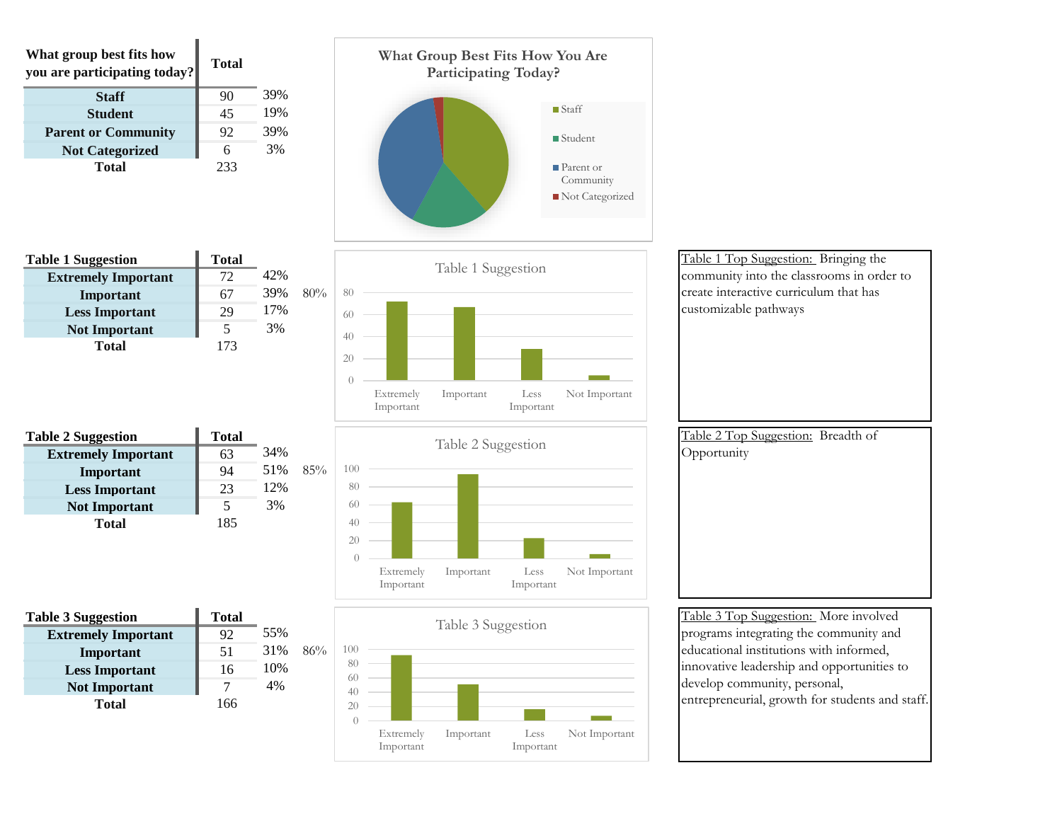| What group best fits how you are participating today? | Total | |
|---|---|---|
| Staff | 90 | 39% |
| Student | 45 | 19% |
| Parent or Community | 92 | 39% |
| Not Categorized | 6 | 3% |
| Total | 233 | |

**What Group Best Fits How You Are Participating Today?**

| Table 1 Suggestion | Total | | |
|---|---|---|---|
| Extremely Important | 72 | 42% | |
| Important | 67 | 39% | 80% |
| Less Important | 29 | 17% | |
| Not Important | 5 | 3% | |
| Total | 173 | | |

**Table 1 Suggestion**

Table 1 Top Suggestion: Bringing the community into the classrooms in order to create interactive curriculum that has customizable pathways

| Table 2 Suggestion | Total | | |
|---|---|---|---|
| Extremely Important | 63 | 34% | |
| Important | 94 | 51% | 85% |
| Less Important | 23 | 12% | |
| Not Important | 5 | 3% | |
| Total | 185 | | |

**Table 2 Suggestion**

Table 2 Top Suggestion: Breadth of Opportunity

| Table 3 Suggestion | Total | | |
|---|---|---|---|
| Extremely Important | 92 | 55% | |
| Important | 51 | 31% | 86% |
| Less Important | 16 | 10% | |
| Not Important | 7 | 4% | |
| Total | 166 | | |

**Table 3 Suggestion**

Table 3 Top Suggestion: More involved programs integrating the community and educational institutions with informed, innovative leadership and opportunities to develop community, personal, entrepreneurial, growth for students and staff.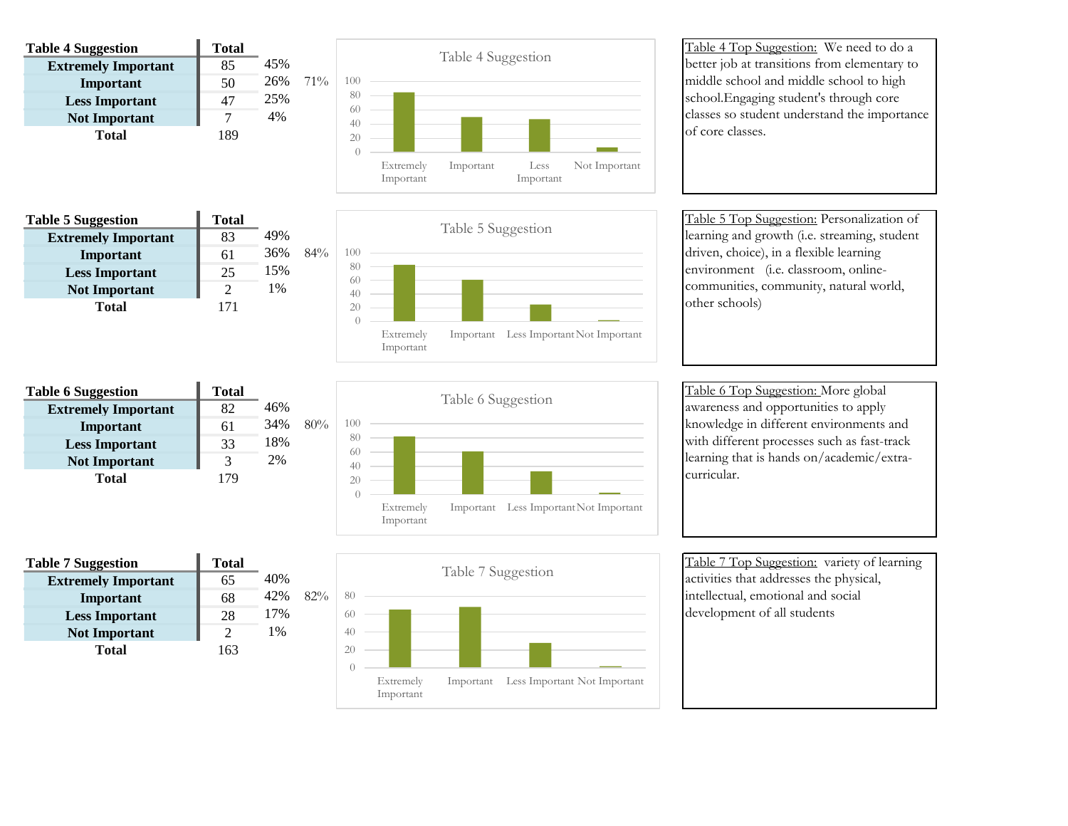| Table 4 Suggestion | Total | | |
|---|---|---|---|
| Extremely Important | 85 | 45% | 71% |
| Important | 50 | 26% | |
| Less Important | 47 | 25% | |
| Not Important | 7 | 4% | |
| Total | 189 | | |

Table 4 Suggestion

Table 4 Top Suggestion: We need to do a better job at transitions from elementary to middle school and middle school to high school.Engaging student's through core classes so student understand the importance of core classes.

| Table 5 Suggestion | Total | | |
|---|---|---|---|
| Extremely Important | 83 | 49% | 84% |
| Important | 61 | 36% | |
| Less Important | 25 | 15% | |
| Not Important | 2 | 1% | |
| Total | 171 | | |

Table 5 Suggestion

Table 5 Top Suggestion: Personalization of learning and growth (i.e. streaming, student driven, choice), in a flexible learning environment (i.e. classroom, online-communities, community, natural world, other schools)

| Table 6 Suggestion | Total | | |
|---|---|---|---|
| Extremely Important | 82 | 46% | 80% |
| Important | 61 | 34% | |
| Less Important | 33 | 18% | |
| Not Important | 3 | 2% | |
| Total | 179 | | |

Table 6 Suggestion

Table 6 Top Suggestion: More global awareness and opportunities to apply knowledge in different environments and with different processes such as fast-track learning that is hands on/academic/extra-curricular.

| Table 7 Suggestion | Total | | |
|---|---|---|---|
| Extremely Important | 65 | 40% | 82% |
| Important | 68 | 42% | |
| Less Important | 28 | 17% | |
| Not Important | 2 | 1% | |
| Total | 163 | | |

Table 7 Suggestion

Table 7 Top Suggestion: variety of learning activities that addresses the physical, intellectual, emotional and social development of all students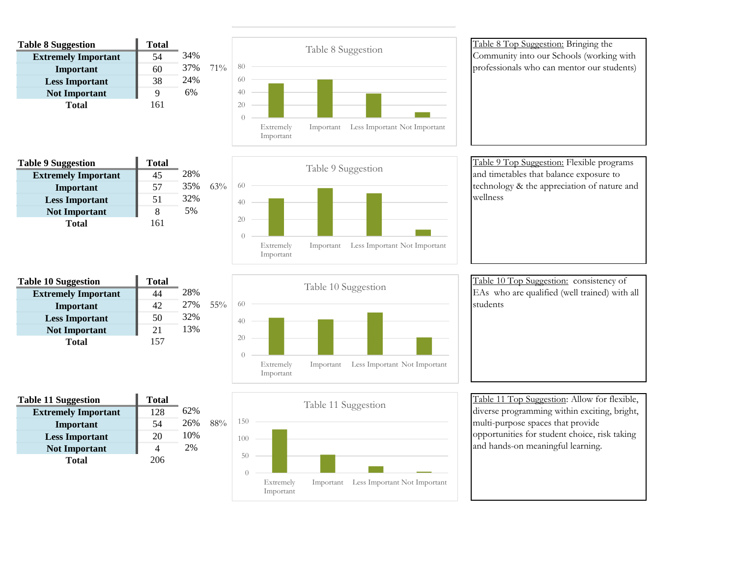| Table 8 Suggestion | Total | | |
|---|---|---|---|
| Extremely Important | 54 | 34% | 71% |
| Important | 60 | 37% | |
| Less Important | 38 | 24% | |
| Not Important | 9 | 6% | |
| Total | 161 | | |

Table 8 Suggestion

Table 8 Top Suggestion: Bringing the Community into our Schools (working with professionals who can mentor our students)

| Table 9 Suggestion | Total | | |
|---|---|---|---|
| Extremely Important | 45 | 28% | 63% |
| Important | 57 | 35% | |
| Less Important | 51 | 32% | |
| Not Important | 8 | 5% | |
| Total | 161 | | |

Table 9 Suggestion

Table 9 Top Suggestion: Flexible programs and timetables that balance exposure to technology & the appreciation of nature and wellness

| Table 10 Suggestion | Total | | |
|---|---|---|---|
| Extremely Important | 44 | 28% | 55% |
| Important | 42 | 27% | |
| Less Important | 50 | 32% | |
| Not Important | 21 | 13% | |
| Total | 157 | | |

Table 10 Suggestion

Table 10 Top Suggestion: consistency of EAs who are qualified (well trained) with all students

| Table 11 Suggestion | Total | | |
|---|---|---|---|
| Extremely Important | 128 | 62% | 88% |
| Important | 54 | 26% | |
| Less Important | 20 | 10% | |
| Not Important | 4 | 2% | |
| Total | 206 | | |

Table 11 Suggestion

Table 11 Top Suggestion: Allow for flexible, diverse programming within exciting, bright, multi-purpose spaces that provide opportunities for student choice, risk taking and hands-on meaningful learning.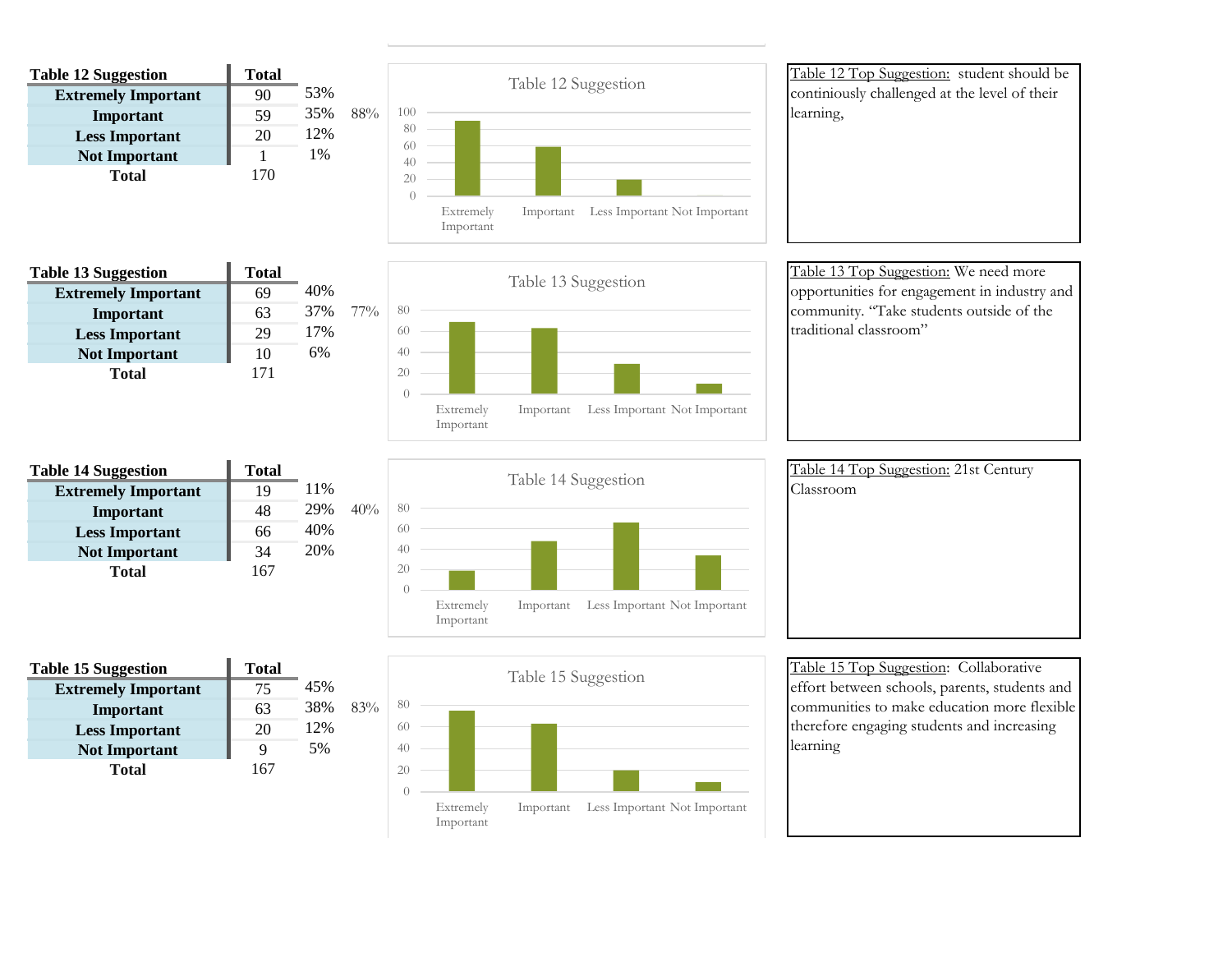| Table 12 Suggestion | Total | | |
|---|---|---|---|
| Extremely Important | 90 | 53% | |
| Important | 59 | 35% | 88% |
| Less Important | 20 | 12% | |
| Not Important | 1 | 1% | |
| Total | 170 | | |

Table 12 Suggestion

| | Extremely Important | Important | Less Important | Not Important |
|---|---|---|---|---|
| Table 12 Suggestion | 90 | 59 | 20 | 1 |

Table 12 Top Suggestion: student should be continiously challenged at the level of their learning,

| Table 13 Suggestion | Total | | |
|---|---|---|---|
| Extremely Important | 69 | 40% | |
| Important | 63 | 37% | 77% |
| Less Important | 29 | 17% | |
| Not Important | 10 | 6% | |
| Total | 171 | | |

Table 13 Suggestion

| | Extremely Important | Important | Less Important | Not Important |
|---|---|---|---|---|
| Table 13 Suggestion | 69 | 63 | 29 | 10 |

Table 13 Top Suggestion: We need more opportunities for engagement in industry and community. "Take students outside of the traditional classroom"

| Table 14 Suggestion | Total | | |
|---|---|---|---|
| Extremely Important | 19 | 11% | |
| Important | 48 | 29% | 40% |
| Less Important | 66 | 40% | |
| Not Important | 34 | 20% | |
| Total | 167 | | |

Table 14 Suggestion

| | Extremely Important | Important | Less Important | Not Important |
|---|---|---|---|---|
| Table 14 Suggestion | 19 | 48 | 66 | 34 |

Table 14 Top Suggestion: 21st Century Classroom

| Table 15 Suggestion | Total | | |
|---|---|---|---|
| Extremely Important | 75 | 45% | |
| Important | 63 | 38% | 83% |
| Less Important | 20 | 12% | |
| Not Important | 9 | 5% | |
| Total | 167 | | |

Table 15 Suggestion

| | Extremely Important | Important | Less Important | Not Important |
|---|---|---|---|---|
| Table 15 Suggestion | 75 | 63 | 20 | 9 |

Table 15 Top Suggestion: Collaborative effort between schools, parents, students and communities to make education more flexible therefore engaging students and increasing learning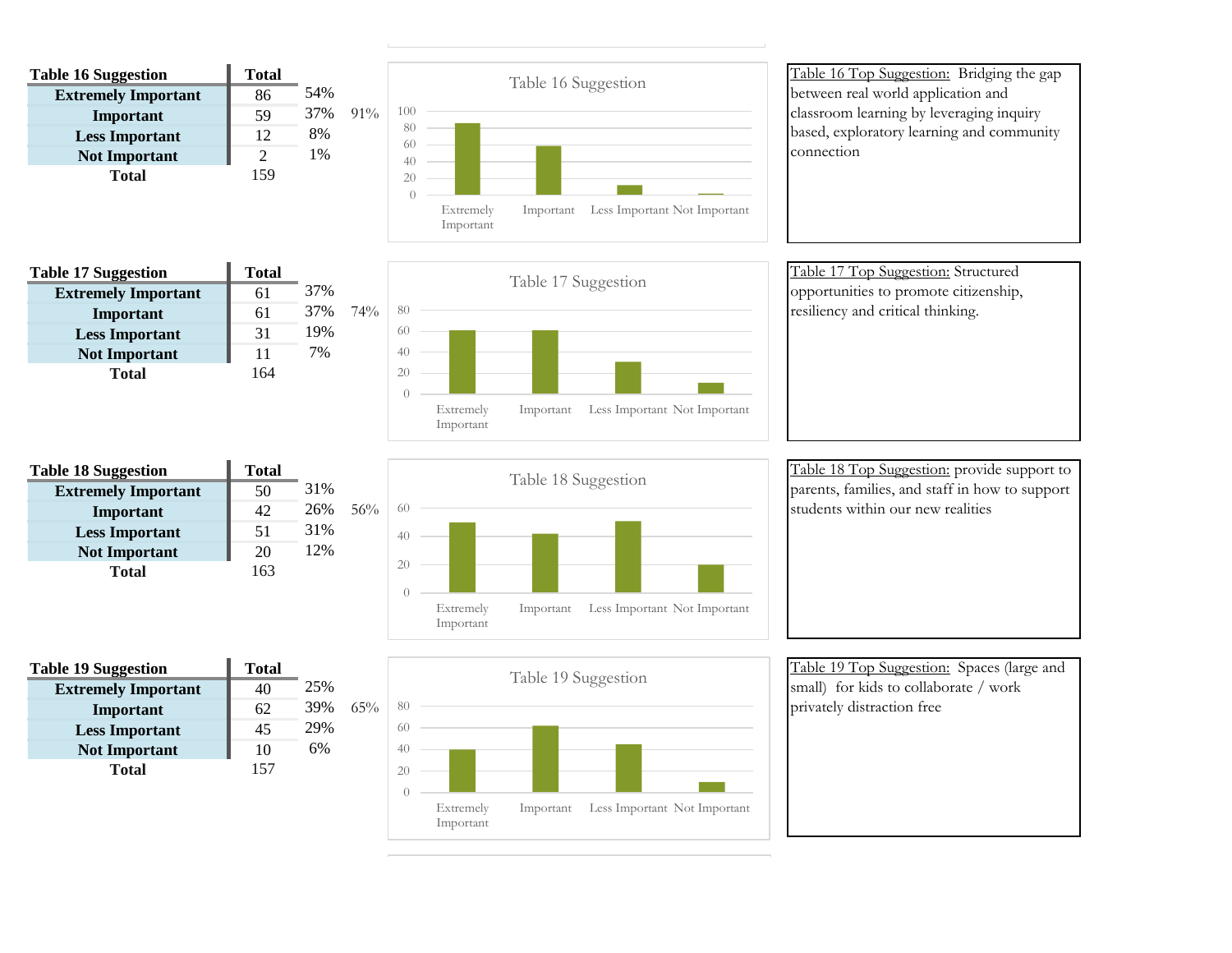| Table 16 Suggestion | Total | | |
|---|---|---|---|
| **Extremely Important** | 86 | 54% | |
| **Important** | 59 | 37% | 91% |
| **Less Important** | 12 | 8% | |
| **Not Important** | 2 | 1% | |
| **Total** | 159 | | |

Table 16 Suggestion

Table 16 Top Suggestion: Bridging the gap between real world application and classroom learning by leveraging inquiry based, exploratory learning and community connection

| Table 17 Suggestion | Total | | |
|---|---|---|---|
| **Extremely Important** | 61 | 37% | |
| **Important** | 61 | 37% | 74% |
| **Less Important** | 31 | 19% | |
| **Not Important** | 11 | 7% | |
| **Total** | 164 | | |

Table 17 Suggestion

Table 17 Top Suggestion: Structured opportunities to promote citizenship, resiliency and critical thinking.

| Table 18 Suggestion | Total | | |
|---|---|---|---|
| **Extremely Important** | 50 | 31% | |
| **Important** | 42 | 26% | 56% |
| **Less Important** | 51 | 31% | |
| **Not Important** | 20 | 12% | |
| **Total** | 163 | | |

Table 18 Suggestion

Table 18 Top Suggestion: provide support to parents, families, and staff in how to support students within our new realities

| Table 19 Suggestion | Total | | |
|---|---|---|---|
| **Extremely Important** | 40 | 25% | |
| **Important** | 62 | 39% | 65% |
| **Less Important** | 45 | 29% | |
| **Not Important** | 10 | 6% | |
| **Total** | 157 | | |

Table 19 Suggestion

Table 19 Top Suggestion: Spaces (large and small) for kids to collaborate / work privately distraction free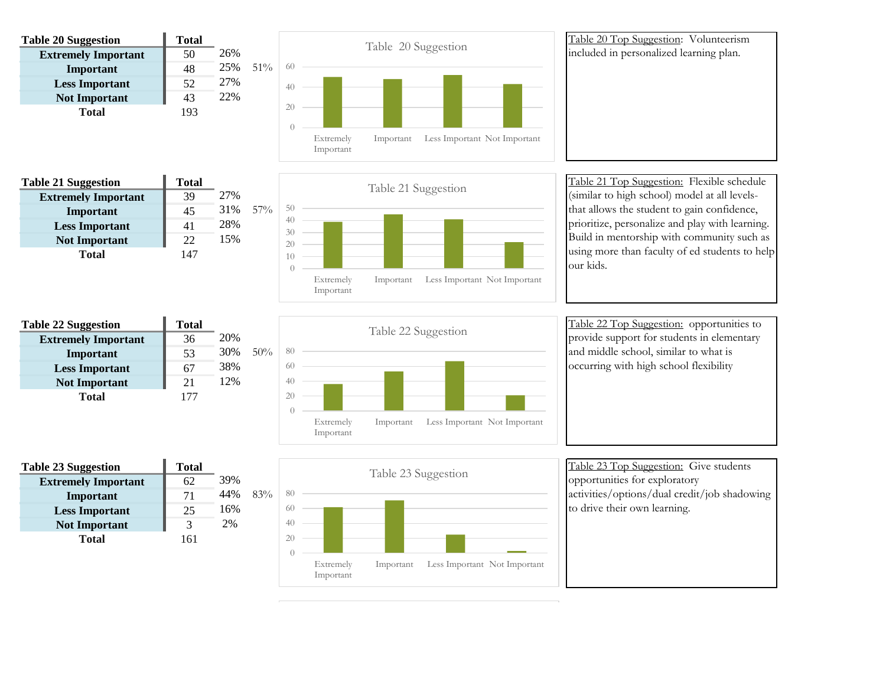| Table 20 Suggestion | Total | | |
|---|---|---|---|
| **Extremely Important** | 50 | 26% | 51% |
| **Important** | 48 | 25% | |
| **Less Important** | 52 | 27% | |
| **Not Important** | 43 | 22% | |
| **Total** | 193 | | |

Table 20 Top Suggestion: Volunteerism included in personalized learning plan.

| Table 21 Suggestion | Total | | |
|---|---|---|---|
| **Extremely Important** | 39 | 27% | 57% |
| **Important** | 45 | 31% | |
| **Less Important** | 41 | 28% | |
| **Not Important** | 22 | 15% | |
| **Total** | 147 | | |

Table 21 Top Suggestion: Flexible schedule (similar to high school) model at all levels- that allows the student to gain confidence, prioritize, personalize and play with learning. Build in mentorship with community such as using more than faculty of ed students to help our kids.

| Table 22 Suggestion | Total | | |
|---|---|---|---|
| **Extremely Important** | 36 | 20% | 50% |
| **Important** | 53 | 30% | |
| **Less Important** | 67 | 38% | |
| **Not Important** | 21 | 12% | |
| **Total** | 177 | | |

Table 22 Top Suggestion: opportunities to provide support for students in elementary and middle school, similar to what is occurring with high school flexibility

| Table 23 Suggestion | Total | | |
|---|---|---|---|
| **Extremely Important** | 62 | 39% | 83% |
| **Important** | 71 | 44% | |
| **Less Important** | 25 | 16% | |
| **Not Important** | 3 | 2% | |
| **Total** | 161 | | |

Table 23 Top Suggestion: Give students opportunities for exploratory activities/options/dual credit/job shadowing to drive their own learning.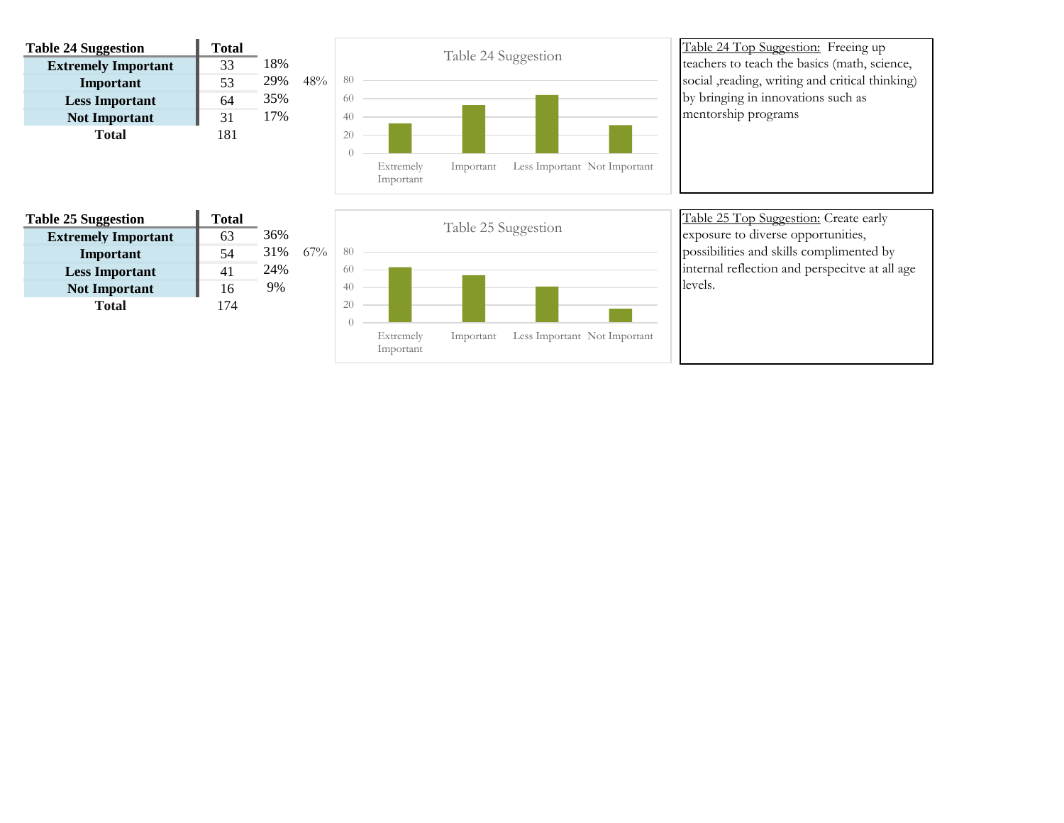| Table 24 Suggestion | Total | | |
|---|---|---|---|
| **Extremely Important** | 33 | 18% | |
| **Important** | 53 | 29% | 48% |
| **Less Important** | 64 | 35% | |
| **Not Important** | 31 | 17% | |
| **Total** | 181 | | |

Table 24 Suggestion

80
60
40
20
0

Extremely Important
Important
Less Important
Not Important

Table 24 Top Suggestion: Freeing up teachers to teach the basics (math, science, social ,reading, writing and critical thinking) by bringing in innovations such as mentorship programs

| Table 25 Suggestion | Total | | |
|---|---|---|---|
| **Extremely Important** | 63 | 36% | |
| **Important** | 54 | 31% | 67% |
| **Less Important** | 41 | 24% | |
| **Not Important** | 16 | 9% | |
| **Total** | 174 | | |

Table 25 Suggestion

80
60
40
20
0

Extremely Important
Important
Less Important
Not Important

Table 25 Top Suggestion: Create early exposure to diverse opportunities, possibilities and skills complimented by internal reflection and perspecitve at all age levels.